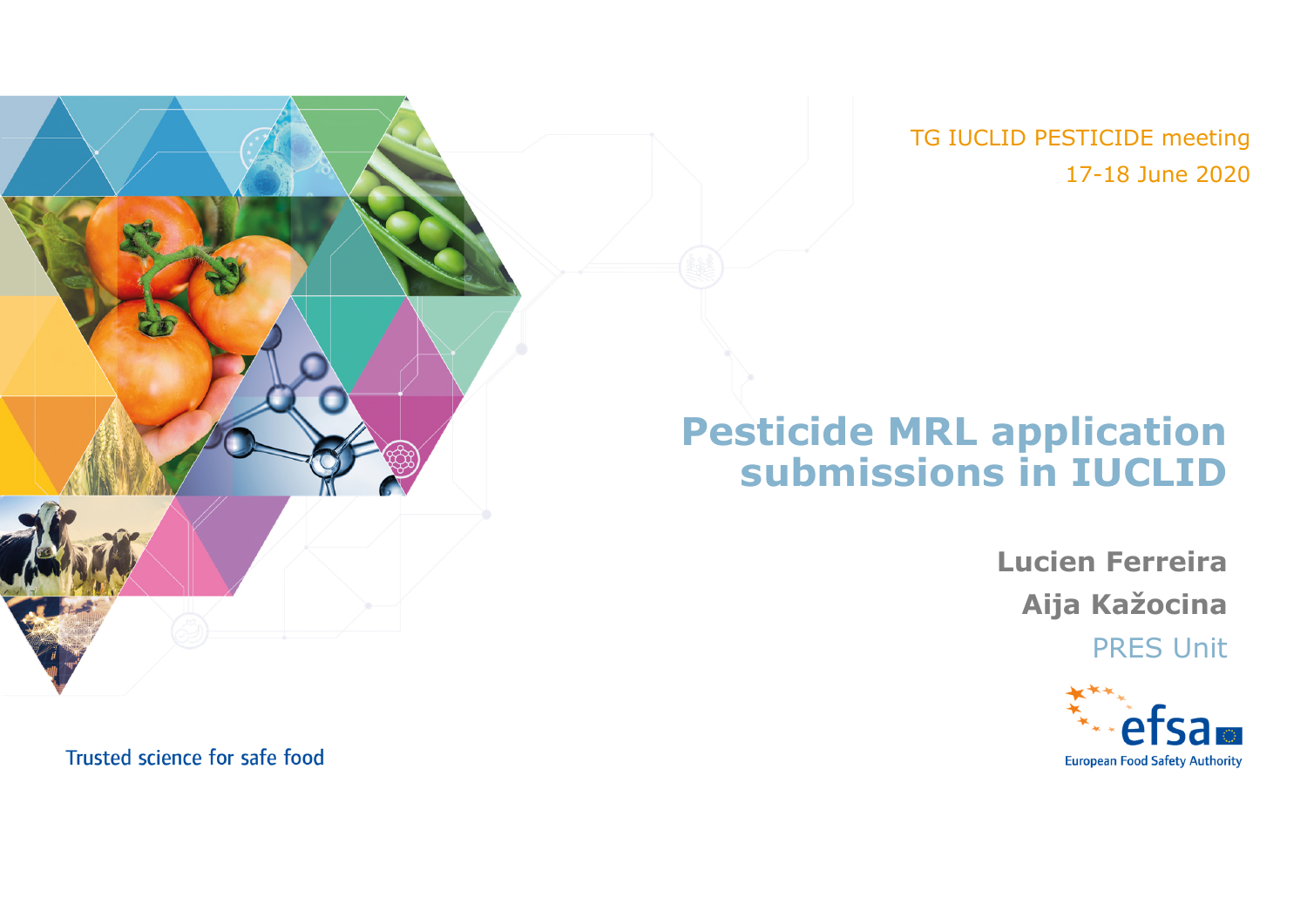TG IUCLID PESTICIDE meeting
17-18 June 2020

# Pesticide MRL application submissions in IUCLID

**Lucien Ferreira**

**Aija Kažocina**

PRES Unit

efsa
European Food Safety Authority

Trusted science for safe food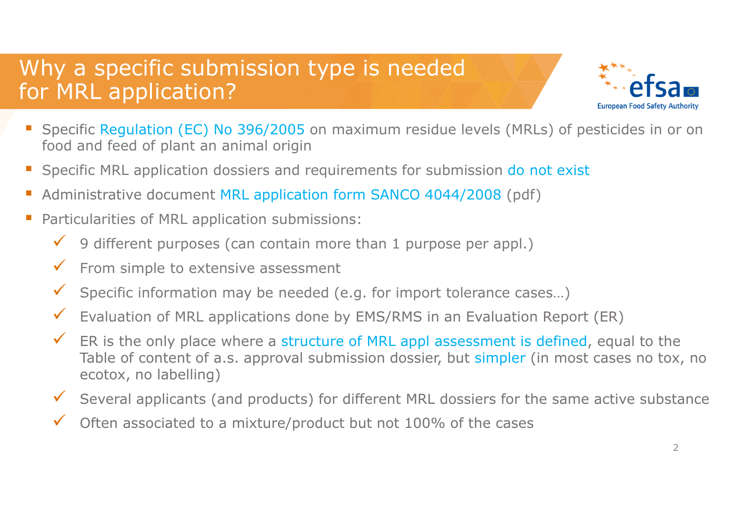# Why a specific submission type is needed for MRL application?

- Specific Regulation (EC) No 396/2005 on maximum residue levels (MRLs) of pesticides in or on food and feed of plant an animal origin
- Specific MRL application dossiers and requirements for submission do not exist
- Administrative document MRL application form SANCO 4044/2008 (pdf)
- Particularities of MRL application submissions:
  - ✓ 9 different purposes (can contain more than 1 purpose per appl.)
  - ✓ From simple to extensive assessment
  - ✓ Specific information may be needed (e.g. for import tolerance cases…)
  - ✓ Evaluation of MRL applications done by EMS/RMS in an Evaluation Report (ER)
  - ✓ ER is the only place where a structure of MRL appl assessment is defined, equal to the Table of content of a.s. approval submission dossier, but simpler (in most cases no tox, no ecotox, no labelling)
  - ✓ Several applicants (and products) for different MRL dossiers for the same active substance
  - ✓ Often associated to a mixture/product but not 100% of the cases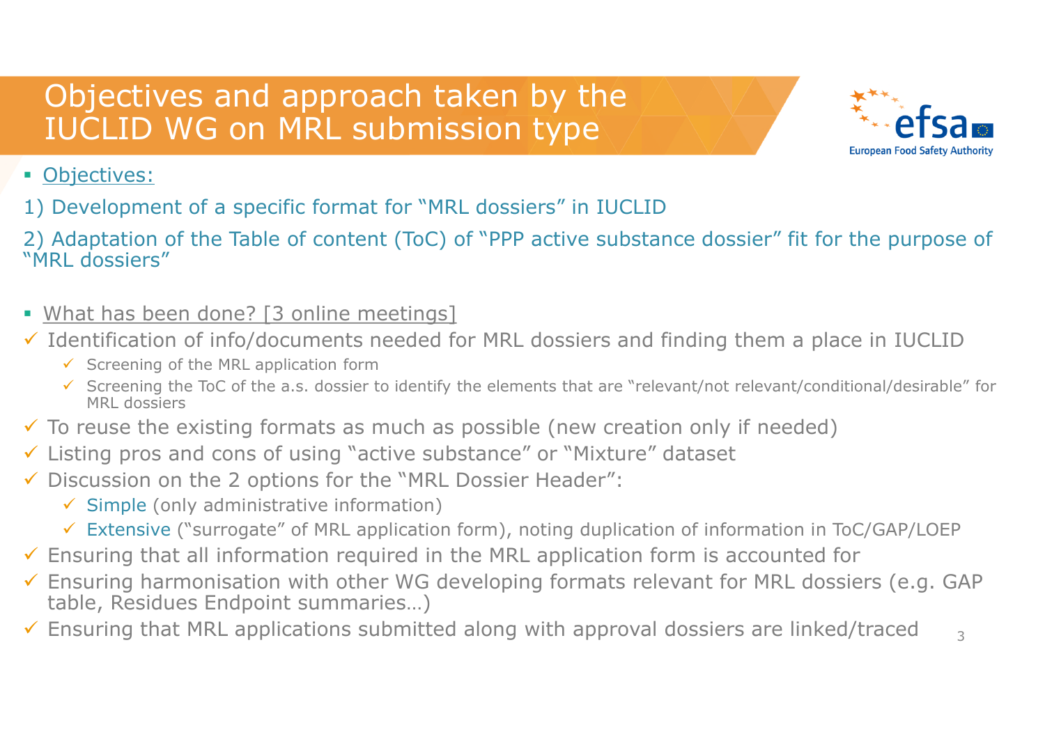# Objectives and approach taken by the IUCLID WG on MRL submission type

- Objectives:

1) Development of a specific format for "MRL dossiers" in IUCLID

2) Adaptation of the Table of content (ToC) of "PPP active substance dossier" fit for the purpose of "MRL dossiers"

- What has been done? [3 online meetings]

- ✓ Identification of info/documents needed for MRL dossiers and finding them a place in IUCLID
  - ✓ Screening of the MRL application form
  - ✓ Screening the ToC of the a.s. dossier to identify the elements that are "relevant/not relevant/conditional/desirable" for MRL dossiers
- ✓ To reuse the existing formats as much as possible (new creation only if needed)
- ✓ Listing pros and cons of using "active substance" or "Mixture" dataset
- ✓ Discussion on the 2 options for the "MRL Dossier Header":
  - ✓ Simple (only administrative information)
  - ✓ Extensive ("surrogate" of MRL application form), noting duplication of information in ToC/GAP/LOEP
- ✓ Ensuring that all information required in the MRL application form is accounted for
- ✓ Ensuring harmonisation with other WG developing formats relevant for MRL dossiers (e.g. GAP table, Residues Endpoint summaries…)
- ✓ Ensuring that MRL applications submitted along with approval dossiers are linked/traced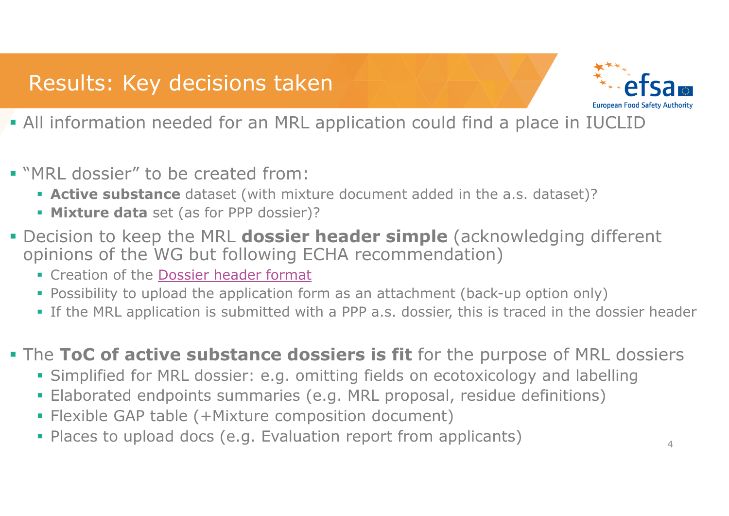# Results: Key decisions taken

- All information needed for an MRL application could find a place in IUCLID
- "MRL dossier" to be created from:
  - **Active substance** dataset (with mixture document added in the a.s. dataset)?
  - **Mixture data** set (as for PPP dossier)?
- Decision to keep the MRL **dossier header simple** (acknowledging different opinions of the WG but following ECHA recommendation)
  - Creation of the Dossier header format
  - Possibility to upload the application form as an attachment (back-up option only)
  - If the MRL application is submitted with a PPP a.s. dossier, this is traced in the dossier header
- The **ToC of active substance dossiers is fit** for the purpose of MRL dossiers
  - Simplified for MRL dossier: e.g. omitting fields on ecotoxicology and labelling
  - Elaborated endpoints summaries (e.g. MRL proposal, residue definitions)
  - Flexible GAP table (+Mixture composition document)
  - Places to upload docs (e.g. Evaluation report from applicants)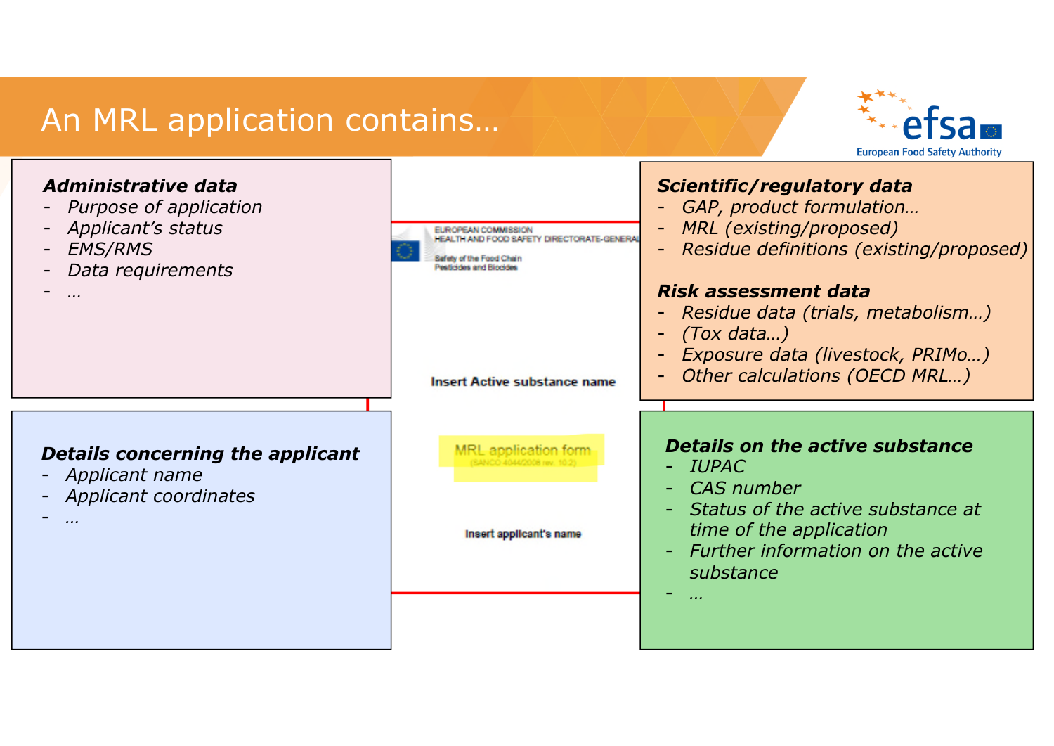# An MRL application contains…

***Administrative data***
- *Purpose of application*
- *Applicant's status*
- *EMS/RMS*
- *Data requirements*
- *…*

***Details concerning the applicant***
- *Applicant name*
- *Applicant coordinates*
- *…*

EUROPEAN COMMISSION
HEALTH AND FOOD SAFETY DIRECTORATE-GENERAL

Safety of the Food Chain
Pesticides and Biocides

**Insert Active substance name**

MRL application form
(SANCO 4044/2008 rev. 10.2)

**Insert applicant's name**

***Scientific/regulatory data***
- *GAP, product formulation…*
- *MRL (existing/proposed)*
- *Residue definitions (existing/proposed)*

***Risk assessment data***
- *Residue data (trials, metabolism…)*
- *(Tox data…)*
- *Exposure data (livestock, PRIMo…)*
- *Other calculations (OECD MRL…)*

***Details on the active substance***
- *IUPAC*
- *CAS number*
- *Status of the active substance at time of the application*
- *Further information on the active substance*
- *…*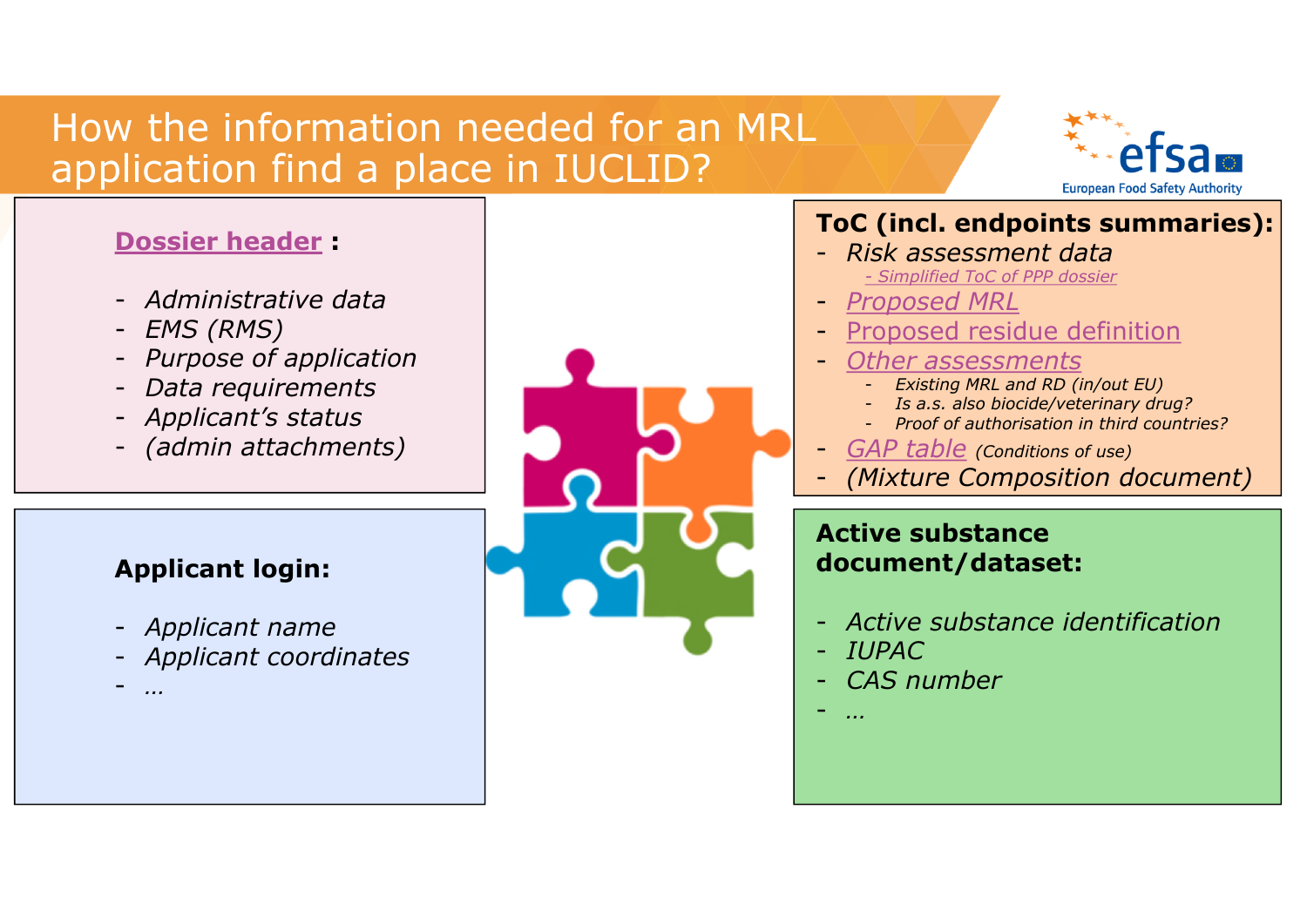# How the information needed for an MRL application find a place in IUCLID?

## Dossier header :

- *Administrative data*
- *EMS (RMS)*
- *Purpose of application*
- *Data requirements*
- *Applicant's status*
- *(admin attachments)*

## Applicant login:

- *Applicant name*
- *Applicant coordinates*
- *…*

## ToC (incl. endpoints summaries):

- *Risk assessment data*
  - *- Simplified ToC of PPP dossier*
- *Proposed MRL*
- *Proposed residue definition*
- *Other assessments*
  - *Existing MRL and RD (in/out EU)*
  - *Is a.s. also biocide/veterinary drug?*
  - *Proof of authorisation in third countries?*
- *GAP table* *(Conditions of use)*
- *(Mixture Composition document)*

## Active substance document/dataset:

- *Active substance identification*
- *IUPAC*
- *CAS number*
- *…*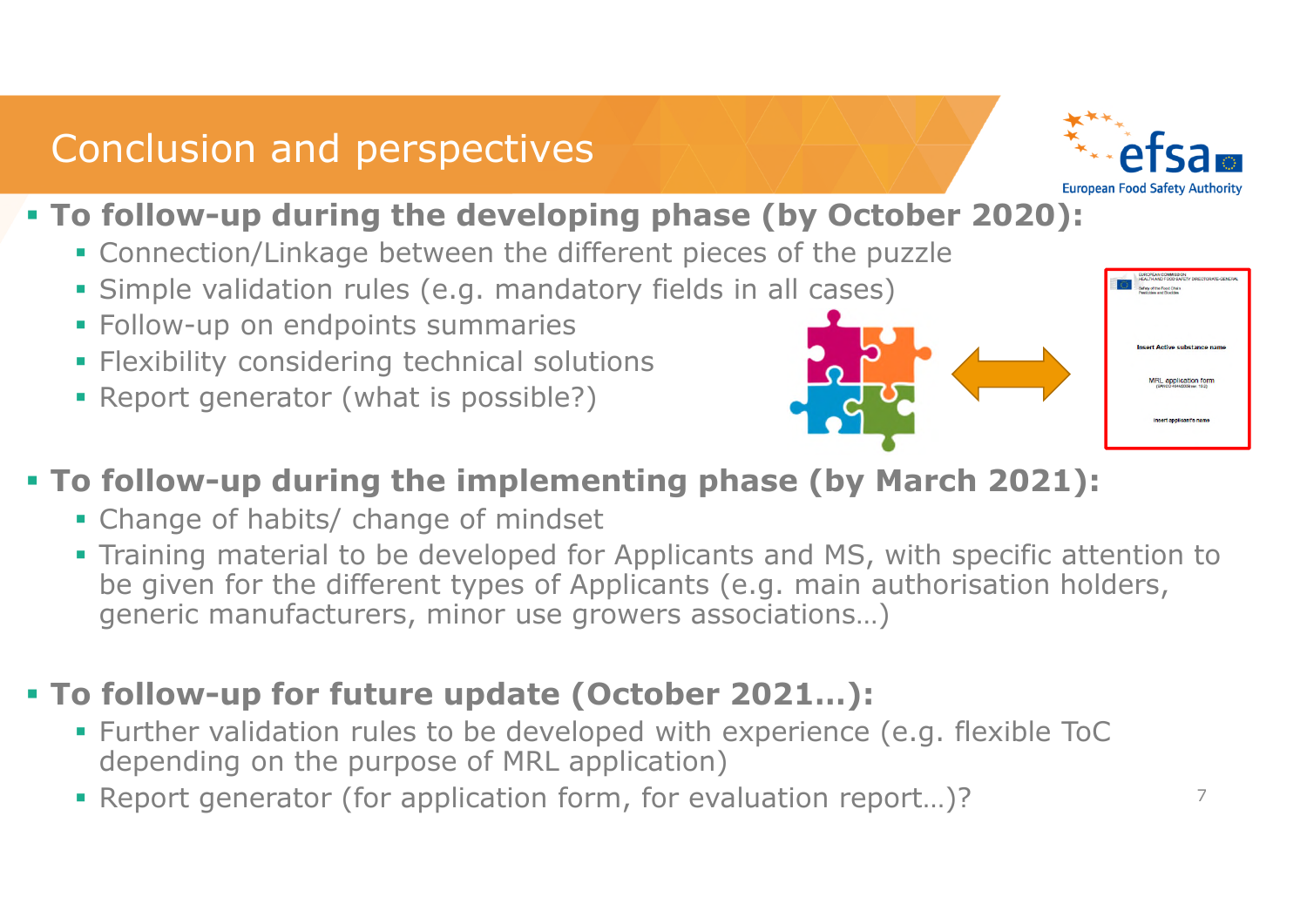# Conclusion and perspectives

- **To follow-up during the developing phase (by October 2020):**
  - Connection/Linkage between the different pieces of the puzzle
  - Simple validation rules (e.g. mandatory fields in all cases)
  - Follow-up on endpoints summaries
  - Flexibility considering technical solutions
  - Report generator (what is possible?)

- **To follow-up during the implementing phase (by March 2021):**
  - Change of habits/ change of mindset
  - Training material to be developed for Applicants and MS, with specific attention to be given for the different types of Applicants (e.g. main authorisation holders, generic manufacturers, minor use growers associations…)

- **To follow-up for future update (October 2021…):**
  - Further validation rules to be developed with experience (e.g. flexible ToC depending on the purpose of MRL application)
  - Report generator (for application form, for evaluation report…)?